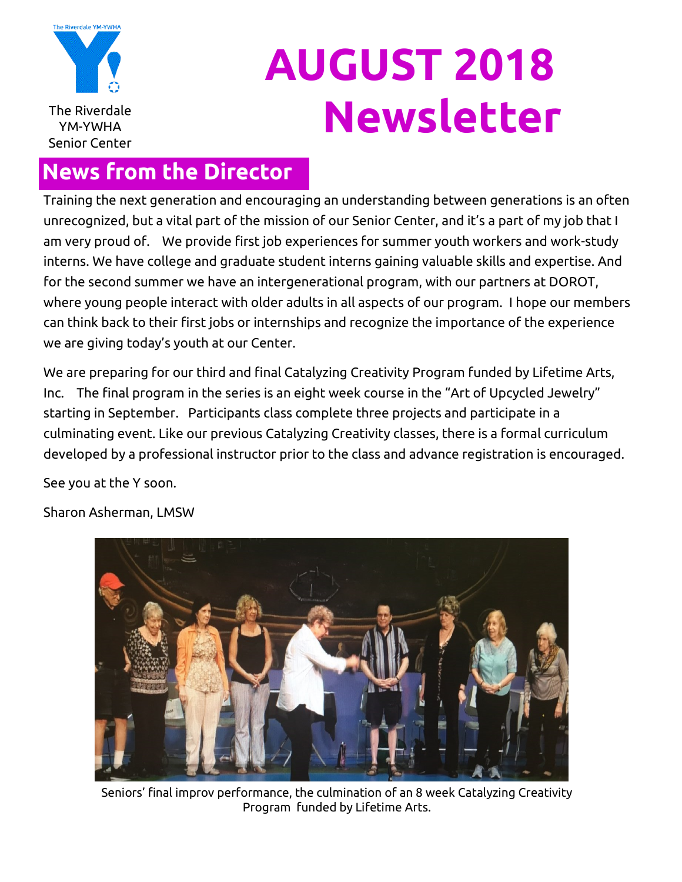The Riverdale YM-YWHA Senior Center

# AUGUST 2018 Newsletter

## News from the Director

Training the next generation and encouraging an understanding between generations is an often unrecognized, but a vital part of the mission of our Senior Center, and it's a part of my job that I am very proud of. We provide first job experiences for summer youth workers and work-study interns. We have college and graduate student interns gaining valuable skills and expertise. And for the second summer we have an intergenerational program, with our partners at DOROT, where young people interact with older adults in all aspects of our program. I hope our members can think back to their first jobs or internships and recognize the importance of the experience we are giving today's youth at our Center.

We are preparing for our third and final Catalyzing Creativity Program funded by Lifetime Arts, Inc. The final program in the series is an eight week course in the "Art of Upcycled Jewelry" starting in September. Participants class complete three projects and participate in a culminating event. Like our previous Catalyzing Creativity classes, there is a formal curriculum developed by a professional instructor prior to the class and advance registration is encouraged.

See you at the Y soon.

Sharon Asherman, LMSW

Seniors' final improv performance, the culmination of an 8 week Catalyzing Creativity Program funded by Lifetime Arts.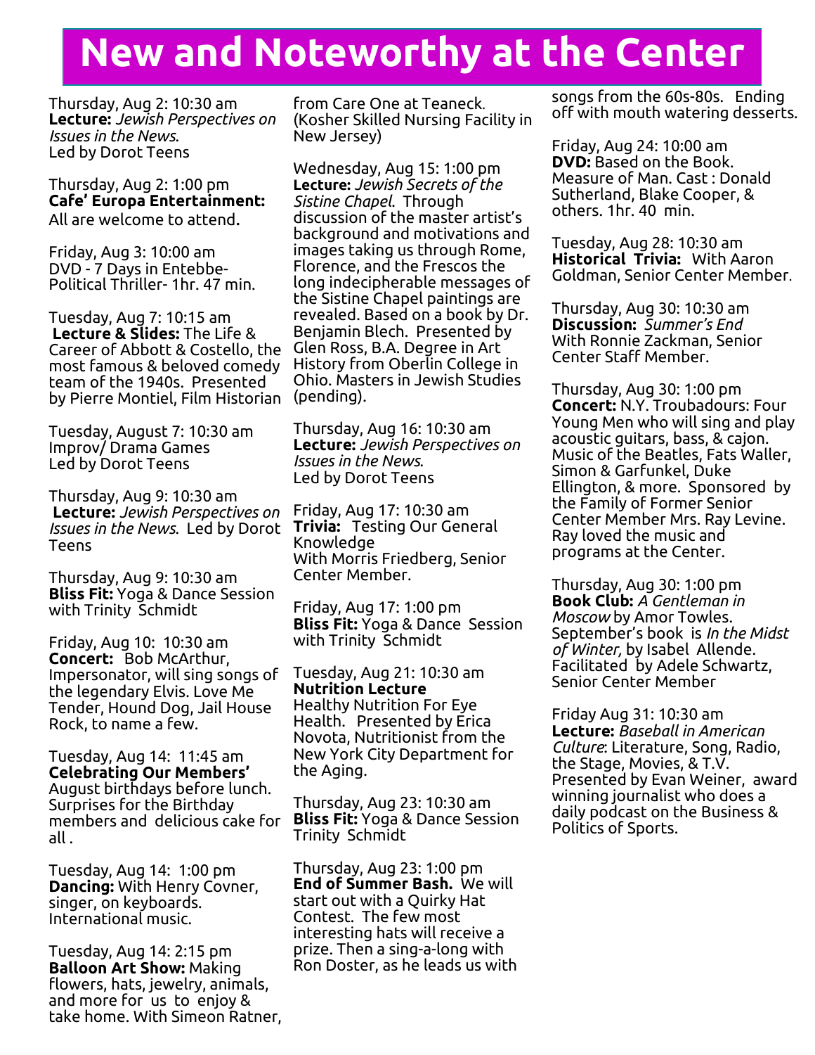# New and Noteworthy at the Center

Thursday, Aug 2: 10:30 am
**Lecture:** *Jewish Perspectives on Issues in the News.*
Led by Dorot Teens

Thursday, Aug 2: 1:00 pm
**Cafe' Europa Entertainment:**
All are welcome to attend.

Friday, Aug 3: 10:00 am
DVD - 7 Days in Entebbe- Political Thriller- 1hr. 47 min.

Tuesday, Aug 7: 10:15 am
**Lecture & Slides:** The Life & Career of Abbott & Costello, the most famous & beloved comedy team of the 1940s. Presented by Pierre Montiel, Film Historian

Tuesday, August 7: 10:30 am
Improv/ Drama Games
Led by Dorot Teens

Thursday, Aug 9: 10:30 am
**Lecture:** *Jewish Perspectives on Issues in the News.* Led by Dorot Teens

Thursday, Aug 9: 10:30 am
**Bliss Fit:** Yoga & Dance Session with Trinity Schmidt

Friday, Aug 10: 10:30 am
**Concert:** Bob McArthur, Impersonator, will sing songs of the legendary Elvis. Love Me Tender, Hound Dog, Jail House Rock, to name a few.

Tuesday, Aug 14: 11:45 am
**Celebrating Our Members'**
August birthdays before lunch. Surprises for the Birthday members and delicious cake for all .

Tuesday, Aug 14: 1:00 pm
**Dancing:** With Henry Covner, singer, on keyboards. International music.

Tuesday, Aug 14: 2:15 pm
**Balloon Art Show:** Making flowers, hats, jewelry, animals, and more for us to enjoy & take home. With Simeon Ratner, from Care One at Teaneck. (Kosher Skilled Nursing Facility in New Jersey)

Wednesday, Aug 15: 1:00 pm
**Lecture:** *Jewish Secrets of the Sistine Chapel.* Through discussion of the master artist's background and motivations and images taking us through Rome, Florence, and the Frescos the long indecipherable messages of the Sistine Chapel paintings are revealed. Based on a book by Dr. Benjamin Blech. Presented by Glen Ross, B.A. Degree in Art History from Oberlin College in Ohio. Masters in Jewish Studies (pending).

Thursday, Aug 16: 10:30 am
**Lecture:** *Jewish Perspectives on Issues in the News.*
Led by Dorot Teens

Friday, Aug 17: 10:30 am
**Trivia:** Testing Our General Knowledge
With Morris Friedberg, Senior Center Member.

Friday, Aug 17: 1:00 pm
**Bliss Fit:** Yoga & Dance Session with Trinity Schmidt

Tuesday, Aug 21: 10:30 am
**Nutrition Lecture**
Healthy Nutrition For Eye Health. Presented by Erica Novota, Nutritionist from the New York City Department for the Aging.

Thursday, Aug 23: 10:30 am
**Bliss Fit:** Yoga & Dance Session Trinity Schmidt

Thursday, Aug 23: 1:00 pm
**End of Summer Bash.** We will start out with a Quirky Hat Contest. The few most interesting hats will receive a prize. Then a sing-a-long with Ron Doster, as he leads us with songs from the 60s-80s. Ending off with mouth watering desserts.

Friday, Aug 24: 10:00 am
**DVD:** Based on the Book. Measure of Man. Cast : Donald Sutherland, Blake Cooper, & others. 1hr. 40 min.

Tuesday, Aug 28: 10:30 am
**Historical Trivia:** With Aaron Goldman, Senior Center Member.

Thursday, Aug 30: 10:30 am
**Discussion:** *Summer's End*
With Ronnie Zackman, Senior Center Staff Member.

Thursday, Aug 30: 1:00 pm
**Concert:** N.Y. Troubadours: Four Young Men who will sing and play acoustic guitars, bass, & cajon. Music of the Beatles, Fats Waller, Simon & Garfunkel, Duke Ellington, & more. Sponsored by the Family of Former Senior Center Member Mrs. Ray Levine. Ray loved the music and programs at the Center.

Thursday, Aug 30: 1:00 pm
**Book Club:** *A Gentleman in Moscow* by Amor Towles. September's book is *In the Midst of Winter,* by Isabel Allende. Facilitated by Adele Schwartz, Senior Center Member

Friday Aug 31: 10:30 am
**Lecture:** *Baseball in American Culture*: Literature, Song, Radio, the Stage, Movies, & T.V. Presented by Evan Weiner, award winning journalist who does a daily podcast on the Business & Politics of Sports.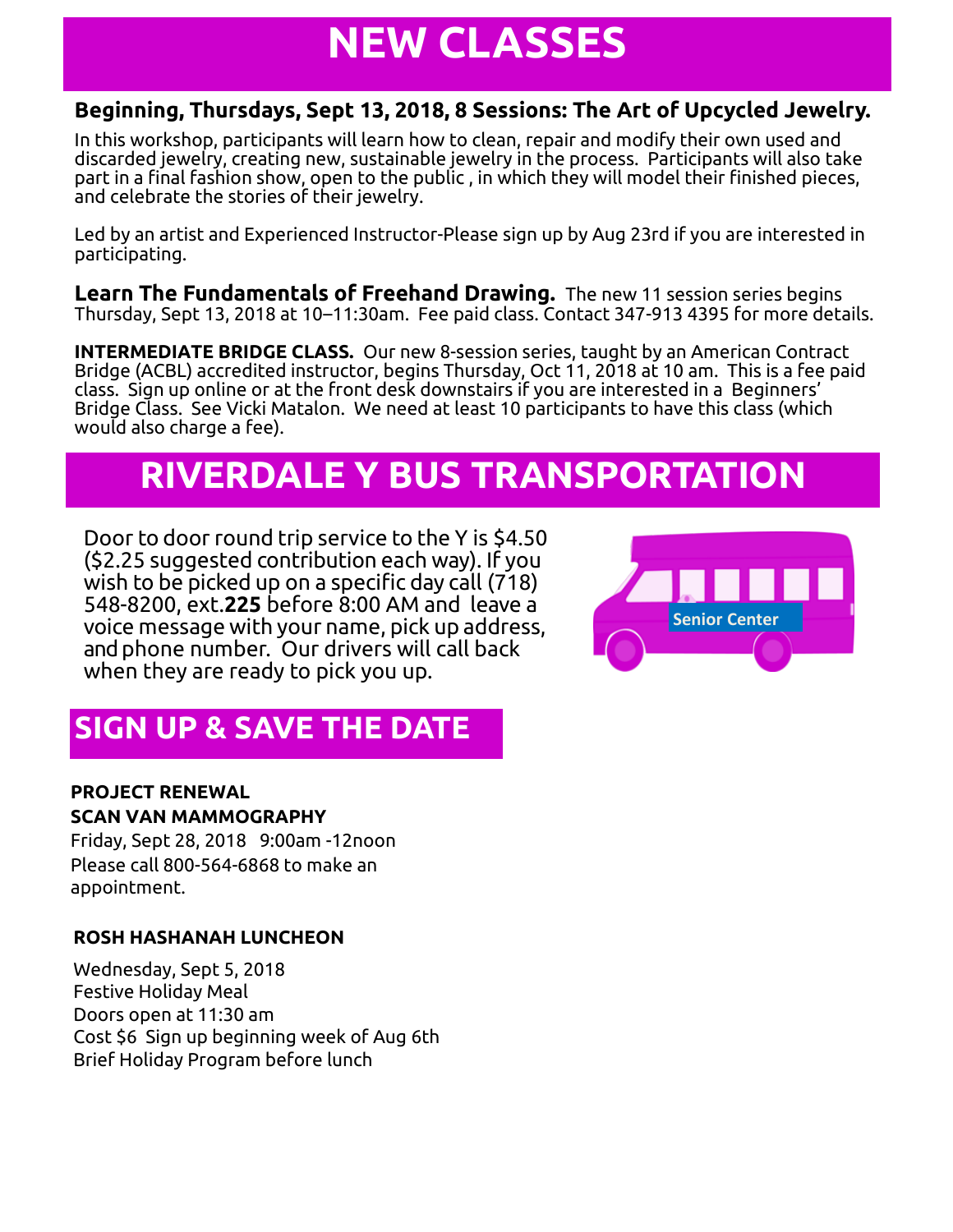# NEW CLASSES

**Beginning, Thursdays, Sept 13, 2018, 8 Sessions: The Art of Upcycled Jewelry.**

In this workshop, participants will learn how to clean, repair and modify their own used and discarded jewelry, creating new, sustainable jewelry in the process. Participants will also take part in a final fashion show, open to the public , in which they will model their finished pieces, and celebrate the stories of their jewelry.

Led by an artist and Experienced Instructor-Please sign up by Aug 23rd if you are interested in participating.

**Learn The Fundamentals of Freehand Drawing.** The new 11 session series begins Thursday, Sept 13, 2018 at 10–11:30am. Fee paid class. Contact 347-913 4395 for more details.

**INTERMEDIATE BRIDGE CLASS.** Our new 8-session series, taught by an American Contract Bridge (ACBL) accredited instructor, begins Thursday, Oct 11, 2018 at 10 am. This is a fee paid class. Sign up online or at the front desk downstairs if you are interested in a Beginners' Bridge Class. See Vicki Matalon. We need at least 10 participants to have this class (which would also charge a fee).

# RIVERDALE Y BUS TRANSPORTATION

Door to door round trip service to the Y is $4.50 ($2.25 suggested contribution each way). If you wish to be picked up on a specific day call (718) 548-8200, ext.**225** before 8:00 AM and leave a voice message with your name, pick up address, and phone number. Our drivers will call back when they are ready to pick you up.

Senior Center

# SIGN UP & SAVE THE DATE

**PROJECT RENEWAL**
**SCAN VAN MAMMOGRAPHY**

Friday, Sept 28, 2018 9:00am -12noon
Please call 800-564-6868 to make an appointment.

**ROSH HASHANAH LUNCHEON**

Wednesday, Sept 5, 2018
Festive Holiday Meal
Doors open at 11:30 am
Cost $6 Sign up beginning week of Aug 6th
Brief Holiday Program before lunch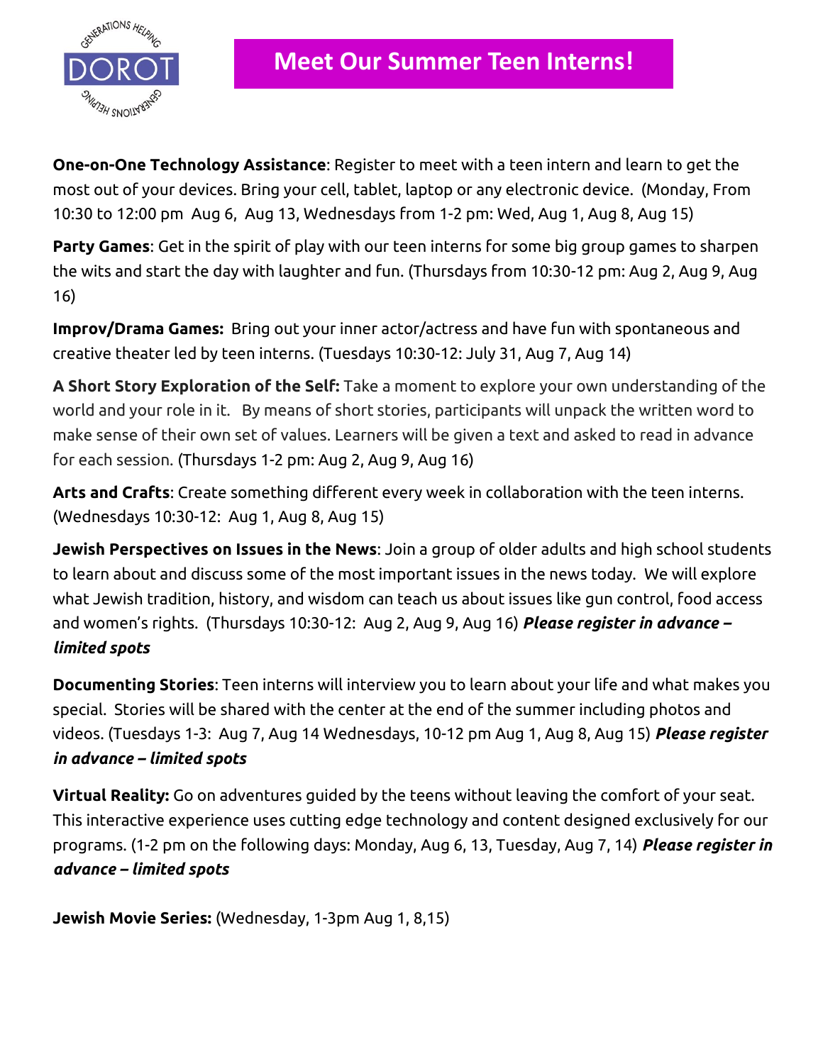# Meet Our Summer Teen Interns!

**One-on-One Technology Assistance**: Register to meet with a teen intern and learn to get the most out of your devices. Bring your cell, tablet, laptop or any electronic device. (Monday, From 10:30 to 12:00 pm Aug 6, Aug 13, Wednesdays from 1-2 pm: Wed, Aug 1, Aug 8, Aug 15)

**Party Games**: Get in the spirit of play with our teen interns for some big group games to sharpen the wits and start the day with laughter and fun. (Thursdays from 10:30-12 pm: Aug 2, Aug 9, Aug 16)

**Improv/Drama Games:** Bring out your inner actor/actress and have fun with spontaneous and creative theater led by teen interns. (Tuesdays 10:30-12: July 31, Aug 7, Aug 14)

**A Short Story Exploration of the Self:** Take a moment to explore your own understanding of the world and your role in it. By means of short stories, participants will unpack the written word to make sense of their own set of values. Learners will be given a text and asked to read in advance for each session. (Thursdays 1-2 pm: Aug 2, Aug 9, Aug 16)

**Arts and Crafts**: Create something different every week in collaboration with the teen interns. (Wednesdays 10:30-12: Aug 1, Aug 8, Aug 15)

**Jewish Perspectives on Issues in the News**: Join a group of older adults and high school students to learn about and discuss some of the most important issues in the news today. We will explore what Jewish tradition, history, and wisdom can teach us about issues like gun control, food access and women's rights. (Thursdays 10:30-12: Aug 2, Aug 9, Aug 16) ***Please register in advance – limited spots***

**Documenting Stories**: Teen interns will interview you to learn about your life and what makes you special. Stories will be shared with the center at the end of the summer including photos and videos. (Tuesdays 1-3: Aug 7, Aug 14 Wednesdays, 10-12 pm Aug 1, Aug 8, Aug 15) ***Please register in advance – limited spots***

**Virtual Reality:** Go on adventures guided by the teens without leaving the comfort of your seat. This interactive experience uses cutting edge technology and content designed exclusively for our programs. (1-2 pm on the following days: Monday, Aug 6, 13, Tuesday, Aug 7, 14) ***Please register in advance – limited spots***

**Jewish Movie Series:** (Wednesday, 1-3pm Aug 1, 8,15)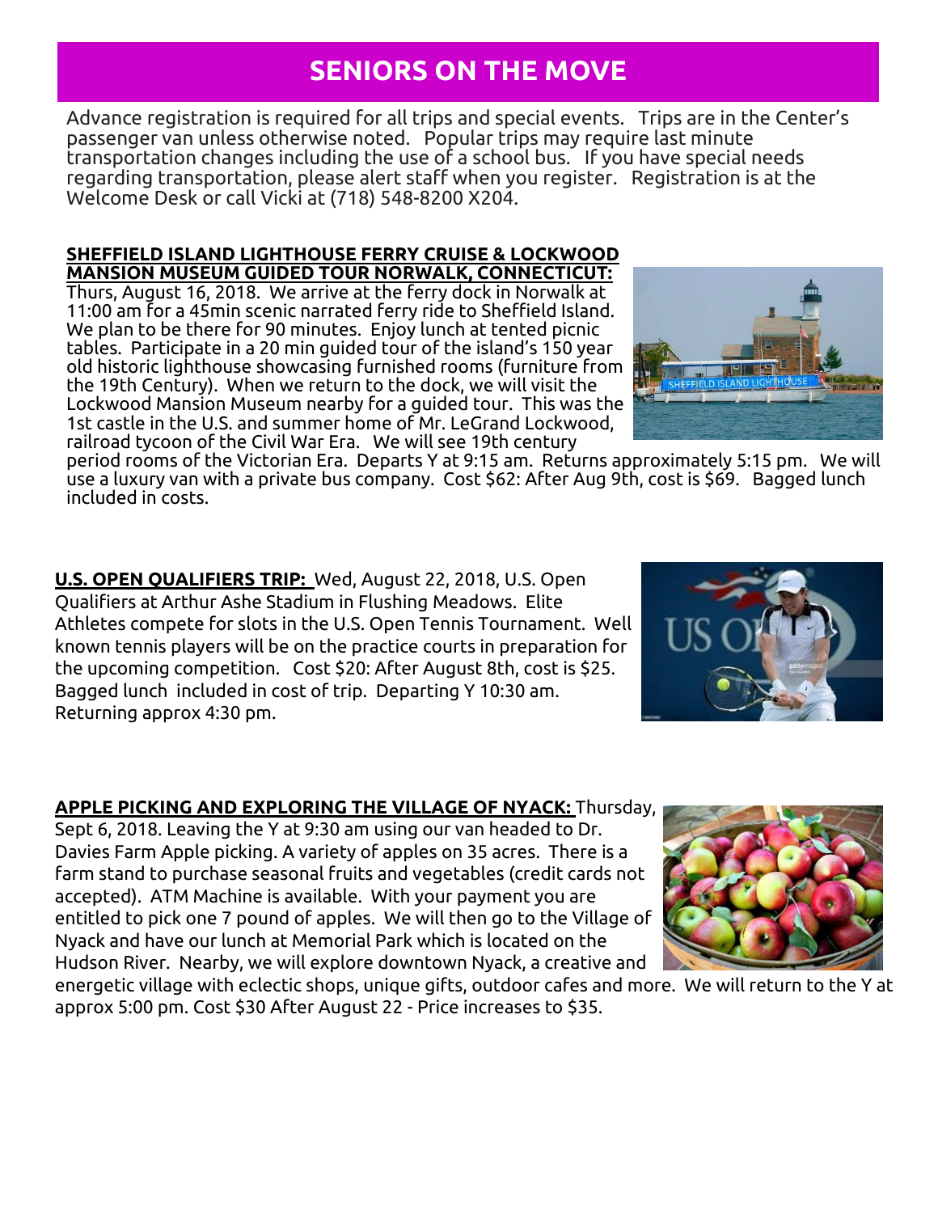# SENIORS ON THE MOVE

Advance registration is required for all trips and special events. Trips are in the Center's passenger van unless otherwise noted. Popular trips may require last minute transportation changes including the use of a school bus. If you have special needs regarding transportation, please alert staff when you register. Registration is at the Welcome Desk or call Vicki at (718) 548-8200 X204.

**SHEFFIELD ISLAND LIGHTHOUSE FERRY CRUISE & LOCKWOOD MANSION MUSEUM GUIDED TOUR NORWALK, CONNECTICUT:**
Thurs, August 16, 2018. We arrive at the ferry dock in Norwalk at 11:00 am for a 45min scenic narrated ferry ride to Sheffield Island. We plan to be there for 90 minutes. Enjoy lunch at tented picnic tables. Participate in a 20 min guided tour of the island's 150 year old historic lighthouse showcasing furnished rooms (furniture from the 19th Century). When we return to the dock, we will visit the Lockwood Mansion Museum nearby for a guided tour. This was the 1st castle in the U.S. and summer home of Mr. LeGrand Lockwood, railroad tycoon of the Civil War Era. We will see 19th century period rooms of the Victorian Era. Departs Y at 9:15 am. Returns approximately 5:15 pm. We will use a luxury van with a private bus company. Cost $62: After Aug 9th, cost is $69. Bagged lunch included in costs.

**U.S. OPEN QUALIFIERS TRIP:** Wed, August 22, 2018, U.S. Open Qualifiers at Arthur Ashe Stadium in Flushing Meadows. Elite Athletes compete for slots in the U.S. Open Tennis Tournament. Well known tennis players will be on the practice courts in preparation for the upcoming competition. Cost $20: After August 8th, cost is $25. Bagged lunch included in cost of trip. Departing Y 10:30 am. Returning approx 4:30 pm.

**APPLE PICKING AND EXPLORING THE VILLAGE OF NYACK:** Thursday, Sept 6, 2018. Leaving the Y at 9:30 am using our van headed to Dr. Davies Farm Apple picking. A variety of apples on 35 acres. There is a farm stand to purchase seasonal fruits and vegetables (credit cards not accepted). ATM Machine is available. With your payment you are entitled to pick one 7 pound of apples. We will then go to the Village of Nyack and have our lunch at Memorial Park which is located on the Hudson River. Nearby, we will explore downtown Nyack, a creative and energetic village with eclectic shops, unique gifts, outdoor cafes and more. We will return to the Y at approx 5:00 pm. Cost $30 After August 22 - Price increases to $35.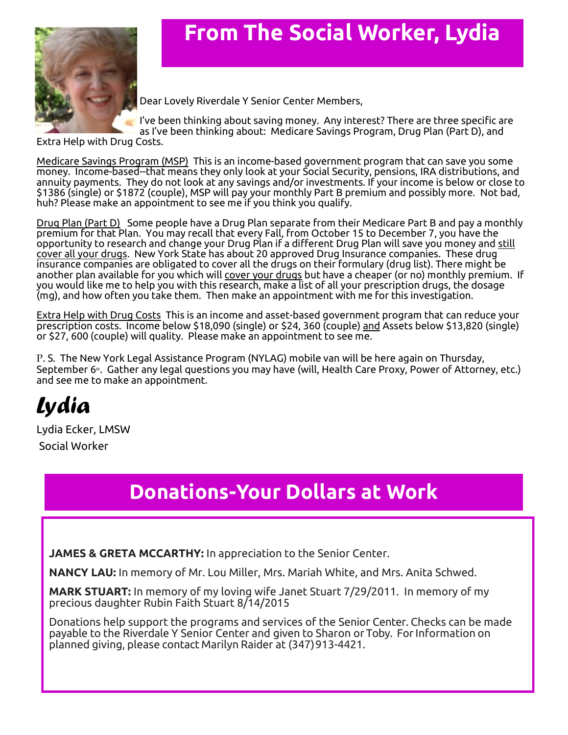## From The Social Worker, Lydia

Dear Lovely Riverdale Y Senior Center Members,

I've been thinking about saving money. Any interest? There are three specific are as I've been thinking about: Medicare Savings Program, Drug Plan (Part D), and Extra Help with Drug Costs.

Medicare Savings Program (MSP) This is an income-based government program that can save you some money. Income-based--that means they only look at your Social Security, pensions, IRA distributions, and annuity payments. They do not look at any savings and/or investments. If your income is below or close to $1386 (single) or $1872 (couple), MSP will pay your monthly Part B premium and possibly more. Not bad, huh? Please make an appointment to see me if you think you qualify.

Drug Plan (Part D) Some people have a Drug Plan separate from their Medicare Part B and pay a monthly premium for that Plan. You may recall that every Fall, from October 15 to December 7, you have the opportunity to research and change your Drug Plan if a different Drug Plan will save you money and still cover all your drugs. New York State has about 20 approved Drug Insurance companies. These drug insurance companies are obligated to cover all the drugs on their formulary (drug list). There might be another plan available for you which will cover your drugs but have a cheaper (or no) monthly premium. If you would like me to help you with this research, make a list of all your prescription drugs, the dosage (mg), and how often you take them. Then make an appointment with me for this investigation.

Extra Help with Drug Costs This is an income and asset-based government program that can reduce your prescription costs. Income below $18,090 (single) or $24, 360 (couple) and Assets below $13,820 (single) or $27, 600 (couple) will quality. Please make an appointment to see me.

P. S. The New York Legal Assistance Program (NYLAG) mobile van will be here again on Thursday, September 6th. Gather any legal questions you may have (will, Health Care Proxy, Power of Attorney, etc.) and see me to make an appointment.

*Lydia*

Lydia Ecker, LMSW

Social Worker

## Donations-Your Dollars at Work

**JAMES & GRETA MCCARTHY:** In appreciation to the Senior Center.

**NANCY LAU:** In memory of Mr. Lou Miller, Mrs. Mariah White, and Mrs. Anita Schwed.

**MARK STUART:** In memory of my loving wife Janet Stuart 7/29/2011. In memory of my precious daughter Rubin Faith Stuart 8/14/2015

Donations help support the programs and services of the Senior Center. Checks can be made payable to the Riverdale Y Senior Center and given to Sharon or Toby. For Information on planned giving, please contact Marilyn Raider at (347) 913-4421.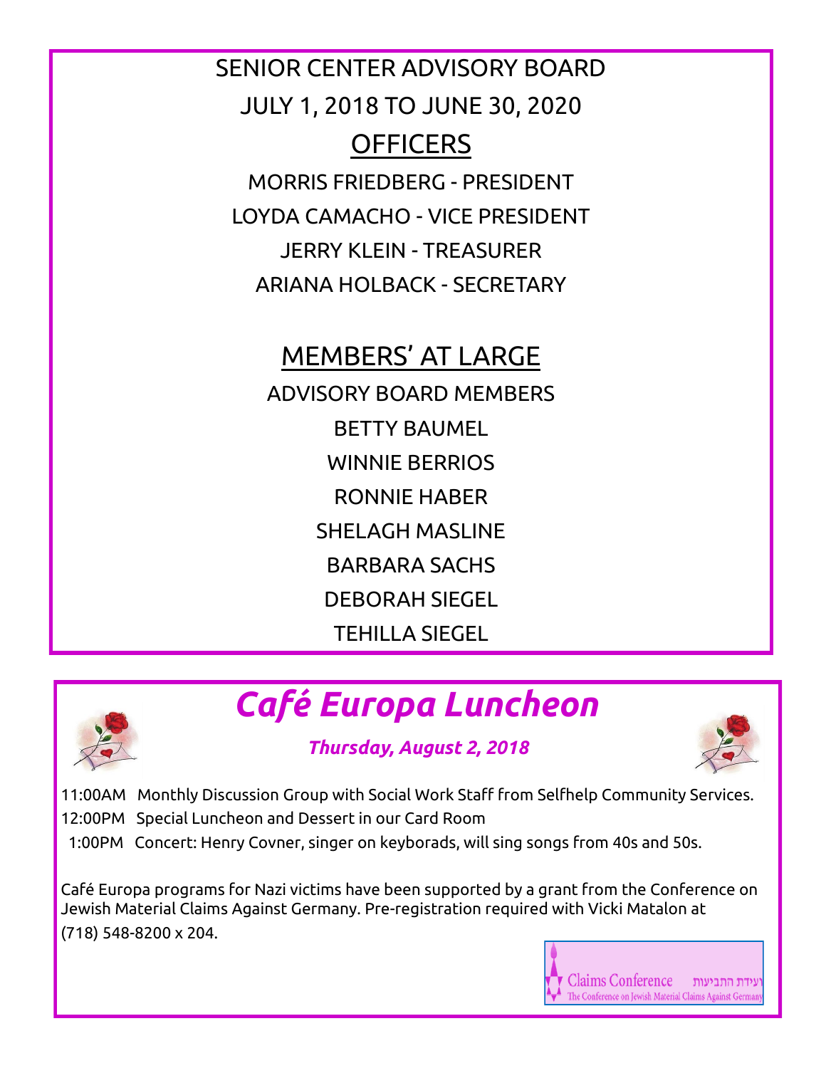# SENIOR CENTER ADVISORY BOARD

## JULY 1, 2018 TO JUNE 30, 2020

## OFFICERS

MORRIS FRIEDBERG - PRESIDENT

LOYDA CAMACHO - VICE PRESIDENT

JERRY KLEIN - TREASURER

ARIANA HOLBACK - SECRETARY

## MEMBERS' AT LARGE

ADVISORY BOARD MEMBERS

BETTY BAUMEL

WINNIE BERRIOS

RONNIE HABER

SHELAGH MASLINE

BARBARA SACHS

DEBORAH SIEGEL

TEHILLA SIEGEL

# *Café Europa Luncheon*

***Thursday, August 2, 2018***

11:00AM Monthly Discussion Group with Social Work Staff from Selfhelp Community Services.

12:00PM Special Luncheon and Dessert in our Card Room

1:00PM Concert: Henry Covner, singer on keyborads, will sing songs from 40s and 50s.

Café Europa programs for Nazi victims have been supported by a grant from the Conference on Jewish Material Claims Against Germany. Pre-registration required with Vicki Matalon at (718) 548-8200 x 204.

Claims Conference ועידת התביעות
The Conference on Jewish Material Claims Against Germany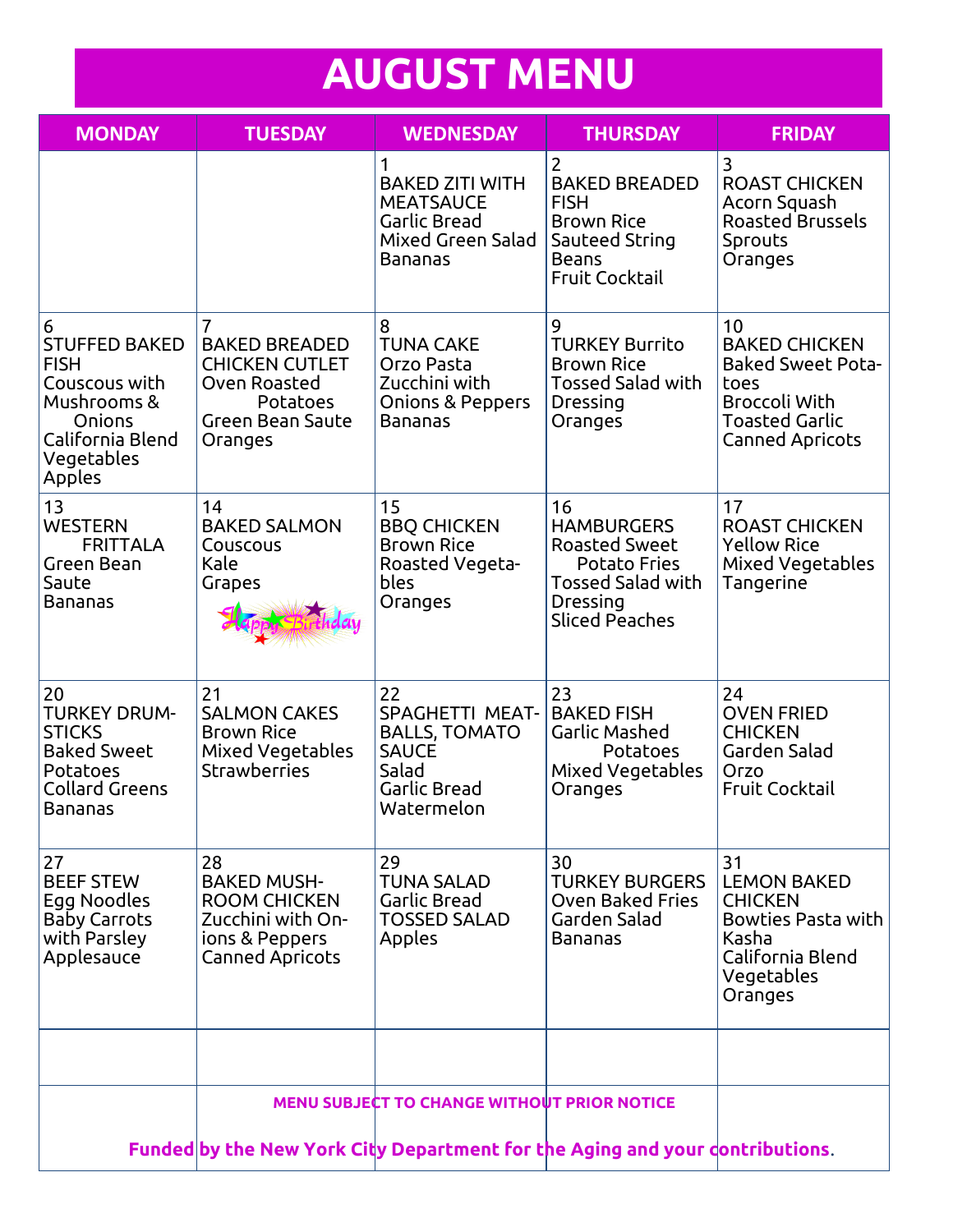# AUGUST MENU

| MONDAY | TUESDAY | WEDNESDAY | THURSDAY | FRIDAY |
|---|---|---|---|---|
| | | 1<br>BAKED ZITI WITH MEATSAUCE<br>Garlic Bread<br>Mixed Green Salad<br>Bananas | 2<br>BAKED BREADED FISH<br>Brown Rice<br>Sauteed String Beans<br>Fruit Cocktail | 3<br>ROAST CHICKEN<br>Acorn Squash<br>Roasted Brussels Sprouts<br>Oranges |
| 6<br>STUFFED BAKED FISH<br>Couscous with Mushrooms & Onions<br>California Blend Vegetables<br>Apples | 7<br>BAKED BREADED CHICKEN CUTLET<br>Oven Roasted Potatoes<br>Green Bean Saute<br>Oranges | 8<br>TUNA CAKE<br>Orzo Pasta<br>Zucchini with Onions & Peppers<br>Bananas | 9<br>TURKEY Burrito<br>Brown Rice<br>Tossed Salad with Dressing<br>Oranges | 10<br>BAKED CHICKEN<br>Baked Sweet Potatoes<br>Broccoli With Toasted Garlic<br>Canned Apricots |
| 13<br>WESTERN FRITTALA<br>Green Bean Saute<br>Bananas | 14<br>BAKED SALMON<br>Couscous<br>Kale<br>Grapes<br>Happy Birthday | 15<br>BBQ CHICKEN<br>Brown Rice<br>Roasted Vegetables<br>Oranges | 16<br>HAMBURGERS<br>Roasted Sweet Potato Fries<br>Tossed Salad with Dressing<br>Sliced Peaches | 17<br>ROAST CHICKEN<br>Yellow Rice<br>Mixed Vegetables<br>Tangerine |
| 20<br>TURKEY DRUMSTICKS<br>Baked Sweet Potatoes<br>Collard Greens<br>Bananas | 21<br>SALMON CAKES<br>Brown Rice<br>Mixed Vegetables<br>Strawberries | 22<br>SPAGHETTI MEATBALLS, TOMATO SAUCE<br>Salad<br>Garlic Bread<br>Watermelon | 23<br>BAKED FISH<br>Garlic Mashed Potatoes<br>Mixed Vegetables<br>Oranges | 24<br>OVEN FRIED CHICKEN<br>Garden Salad<br>Orzo<br>Fruit Cocktail |
| 27<br>BEEF STEW<br>Egg Noodles<br>Baby Carrots with Parsley<br>Applesauce | 28<br>BAKED MUSHROOM CHICKEN<br>Zucchini with Onions & Peppers<br>Canned Apricots | 29<br>TUNA SALAD<br>Garlic Bread<br>TOSSED SALAD<br>Apples | 30<br>TURKEY BURGERS<br>Oven Baked Fries<br>Garden Salad<br>Bananas | 31<br>LEMON BAKED CHICKEN<br>Bowties Pasta with Kasha<br>California Blend Vegetables<br>Oranges |

**MENU SUBJECT TO CHANGE WITHOUT PRIOR NOTICE**

**Funded by the New York City Department for the Aging and your contributions**.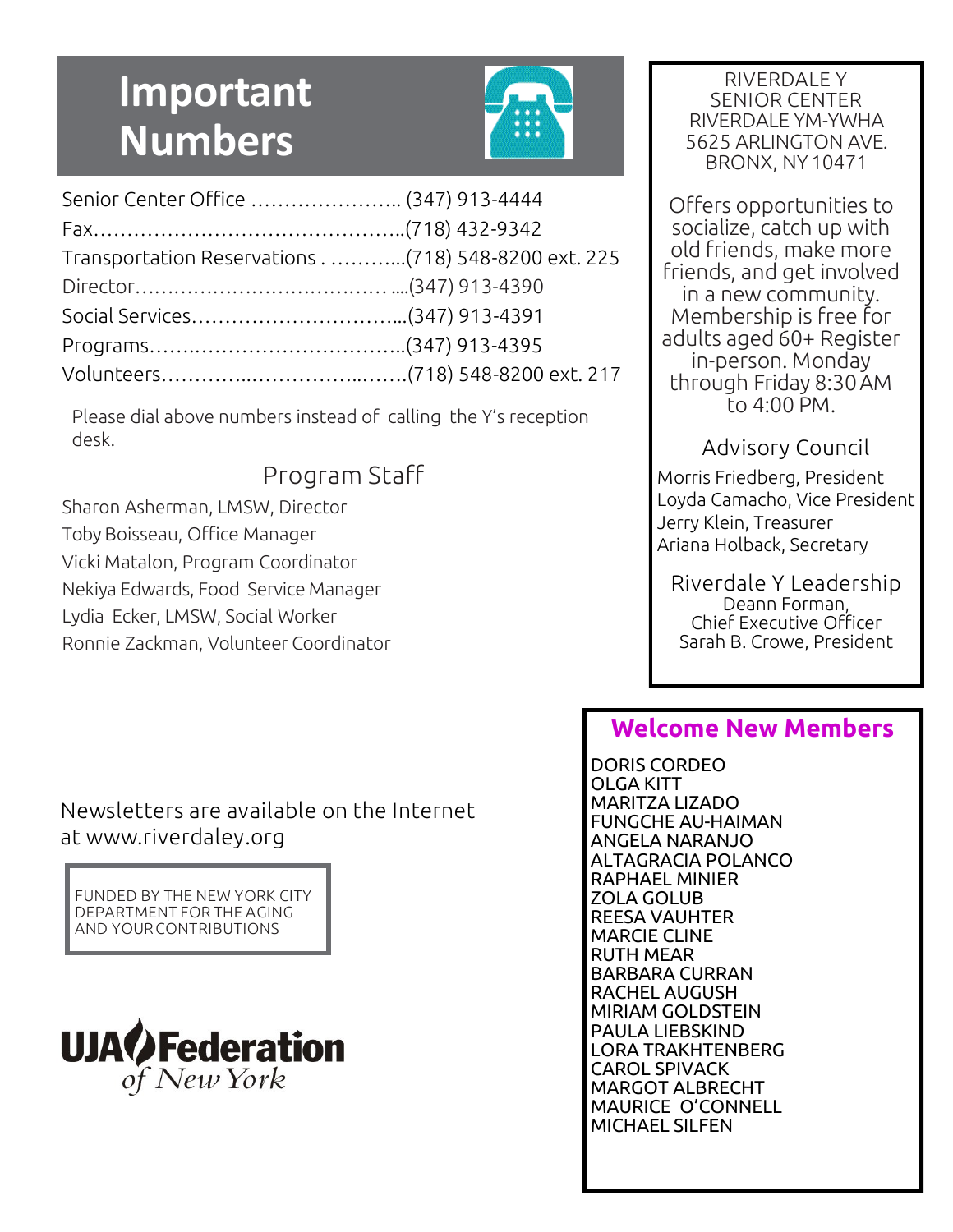# Important Numbers

| | |
|---|---|
| Senior Center Office | (347) 913-4444 |
| Fax | (718) 432-9342 |
| Transportation Reservations | (718) 548-8200 ext. 225 |
| Director | (347) 913-4390 |
| Social Services | (347) 913-4391 |
| Programs | (347) 913-4395 |
| Volunteers | (718) 548-8200 ext. 217 |

Please dial above numbers instead of calling the Y's reception desk.

## Program Staff

Sharon Asherman, LMSW, Director
Toby Boisseau, Office Manager
Vicki Matalon, Program Coordinator
Nekiya Edwards, Food Service Manager
Lydia Ecker, LMSW, Social Worker
Ronnie Zackman, Volunteer Coordinator

RIVERDALE Y
SENIOR CENTER
RIVERDALE YM-YWHA
5625 ARLINGTON AVE.
BRONX, NY 10471

Offers opportunities to socialize, catch up with old friends, make more friends, and get involved in a new community. Membership is free for adults aged 60+ Register in-person. Monday through Friday 8:30 AM to 4:00 PM.

## Advisory Council

Morris Friedberg, President
Loyda Camacho, Vice President
Jerry Klein, Treasurer
Ariana Holback, Secretary

## Riverdale Y Leadership

Deann Forman, Chief Executive Officer
Sarah B. Crowe, President

Newsletters are available on the Internet at www.riverdaley.org

FUNDED BY THE NEW YORK CITY DEPARTMENT FOR THE AGING AND YOUR CONTRIBUTIONS

UJA Federation of New York

## Welcome New Members

DORIS CORDEO
OLGA KITT
MARITZA LIZADO
FUNGCHE AU-HAIMAN
ANGELA NARANJO
ALTAGRACIA POLANCO
RAPHAEL MINIER
ZOLA GOLUB
REESA VAUHTER
MARCIE CLINE
RUTH MEAR
BARBARA CURRAN
RACHEL AUGUSH
MIRIAM GOLDSTEIN
PAULA LIEBSKIND
LORA TRAKHTENBERG
CAROL SPIVACK
MARGOT ALBRECHT
MAURICE O'CONNELL
MICHAEL SILFEN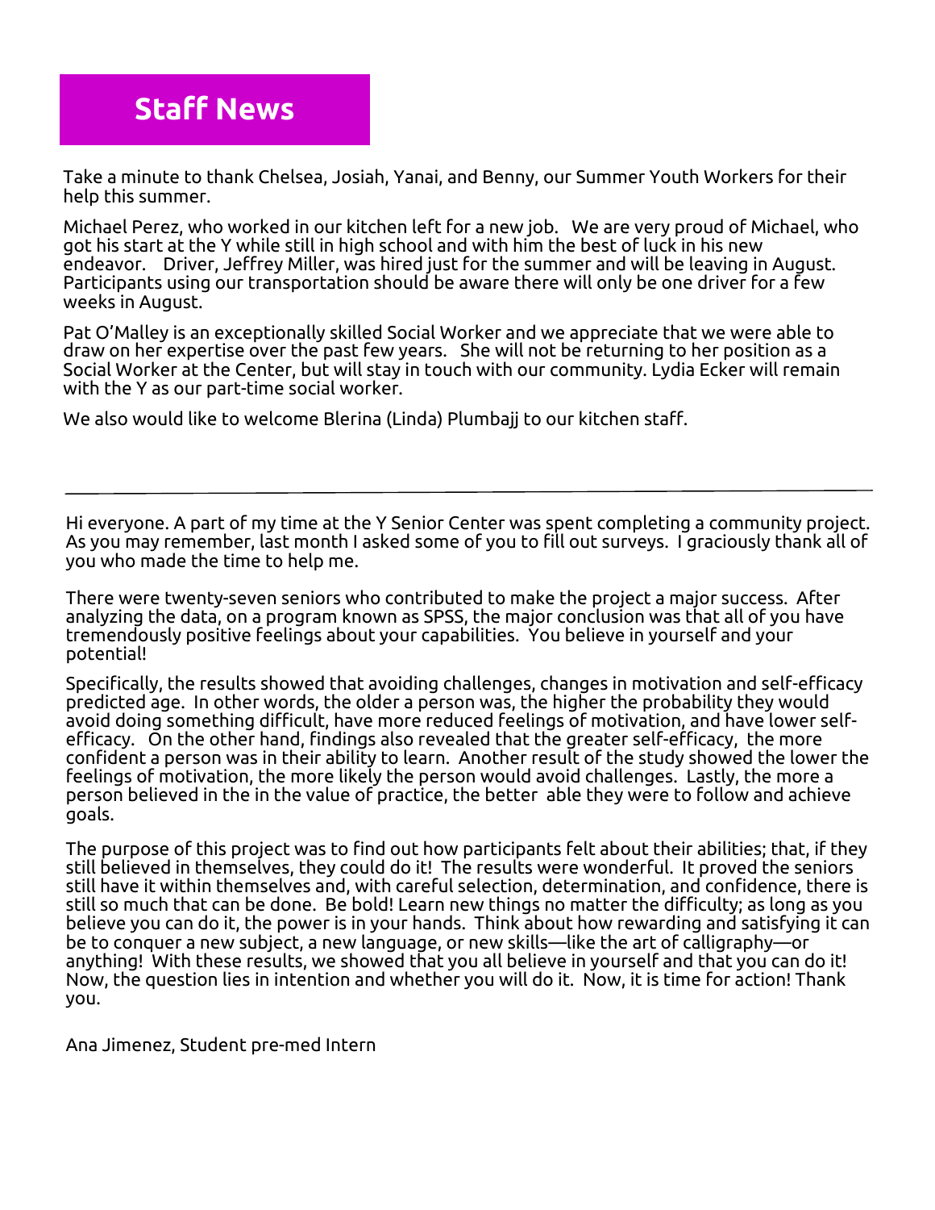## Staff News

Take a minute to thank Chelsea, Josiah, Yanai, and Benny, our Summer Youth Workers for their help this summer.

Michael Perez, who worked in our kitchen left for a new job. We are very proud of Michael, who got his start at the Y while still in high school and with him the best of luck in his new endeavor. Driver, Jeffrey Miller, was hired just for the summer and will be leaving in August. Participants using our transportation should be aware there will only be one driver for a few weeks in August.

Pat O'Malley is an exceptionally skilled Social Worker and we appreciate that we were able to draw on her expertise over the past few years. She will not be returning to her position as a Social Worker at the Center, but will stay in touch with our community. Lydia Ecker will remain with the Y as our part-time social worker.

We also would like to welcome Blerina (Linda) Plumbajj to our kitchen staff.

---

Hi everyone. A part of my time at the Y Senior Center was spent completing a community project. As you may remember, last month I asked some of you to fill out surveys. I graciously thank all of you who made the time to help me.

There were twenty-seven seniors who contributed to make the project a major success. After analyzing the data, on a program known as SPSS, the major conclusion was that all of you have tremendously positive feelings about your capabilities. You believe in yourself and your potential!

Specifically, the results showed that avoiding challenges, changes in motivation and self-efficacy predicted age. In other words, the older a person was, the higher the probability they would avoid doing something difficult, have more reduced feelings of motivation, and have lower self-efficacy. On the other hand, findings also revealed that the greater self-efficacy, the more confident a person was in their ability to learn. Another result of the study showed the lower the feelings of motivation, the more likely the person would avoid challenges. Lastly, the more a person believed in the in the value of practice, the better able they were to follow and achieve goals.

The purpose of this project was to find out how participants felt about their abilities; that, if they still believed in themselves, they could do it! The results were wonderful. It proved the seniors still have it within themselves and, with careful selection, determination, and confidence, there is still so much that can be done. Be bold! Learn new things no matter the difficulty; as long as you believe you can do it, the power is in your hands. Think about how rewarding and satisfying it can be to conquer a new subject, a new language, or new skills—like the art of calligraphy—or anything! With these results, we showed that you all believe in yourself and that you can do it! Now, the question lies in intention and whether you will do it. Now, it is time for action! Thank you.

Ana Jimenez, Student pre-med Intern